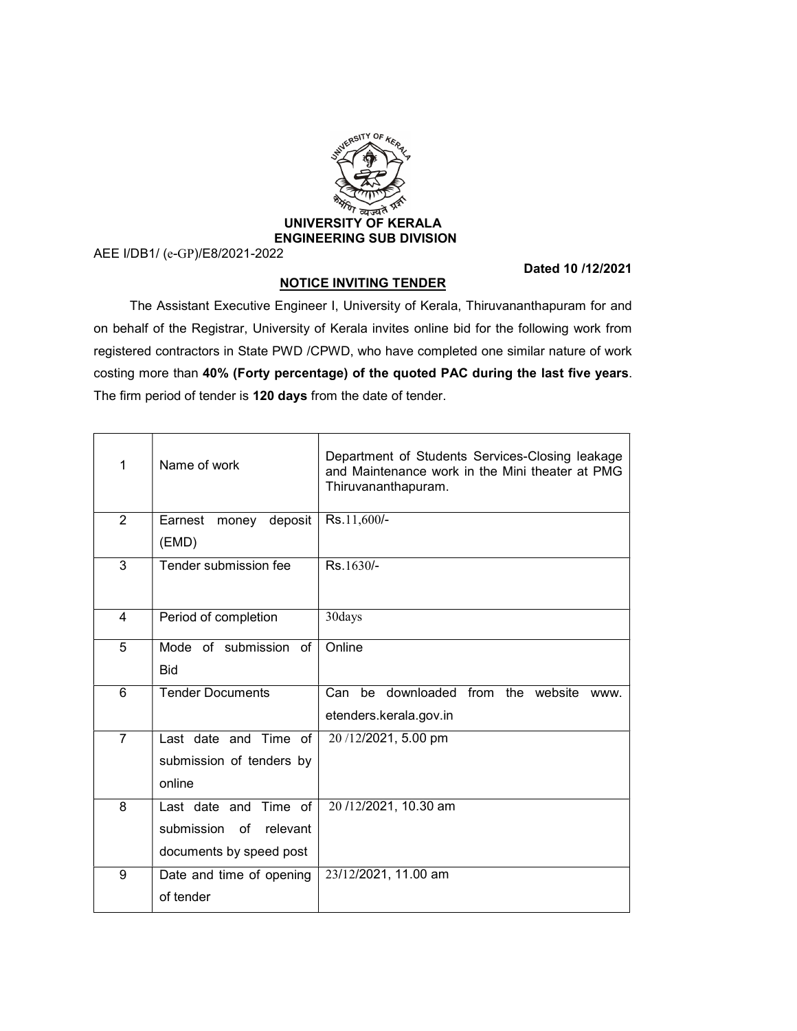# UNIVERSITY OF KERALA
## ENGINEERING SUB DIVISION

AEE I/DB1/ (e-GP)/E8/2021-2022

**Dated 10 /12/2021**

### NOTICE INVITING TENDER

The Assistant Executive Engineer I, University of Kerala, Thiruvananthapuram for and on behalf of the Registrar, University of Kerala invites online bid for the following work from registered contractors in State PWD /CPWD, who have completed one similar nature of work costing more than **40% (Forty percentage) of the quoted PAC during the last five years**. The firm period of tender is **120 days** from the date of tender.

| | | |
|---|---|---|
| 1 | Name of work | Department of Students Services-Closing leakage and Maintenance work in the Mini theater at PMG Thiruvananthapuram. |
| 2 | Earnest money deposit (EMD) | Rs.11,600/- |
| 3 | Tender submission fee | Rs.1630/- |
| 4 | Period of completion | 30days |
| 5 | Mode of submission of Bid | Online |
| 6 | Tender Documents | Can be downloaded from the website www. etenders.kerala.gov.in |
| 7 | Last date and Time of submission of tenders by online | 20 /12/2021, 5.00 pm |
| 8 | Last date and Time of submission of relevant documents by speed post | 20 /12/2021, 10.30 am |
| 9 | Date and time of opening of tender | 23/12/2021, 11.00 am |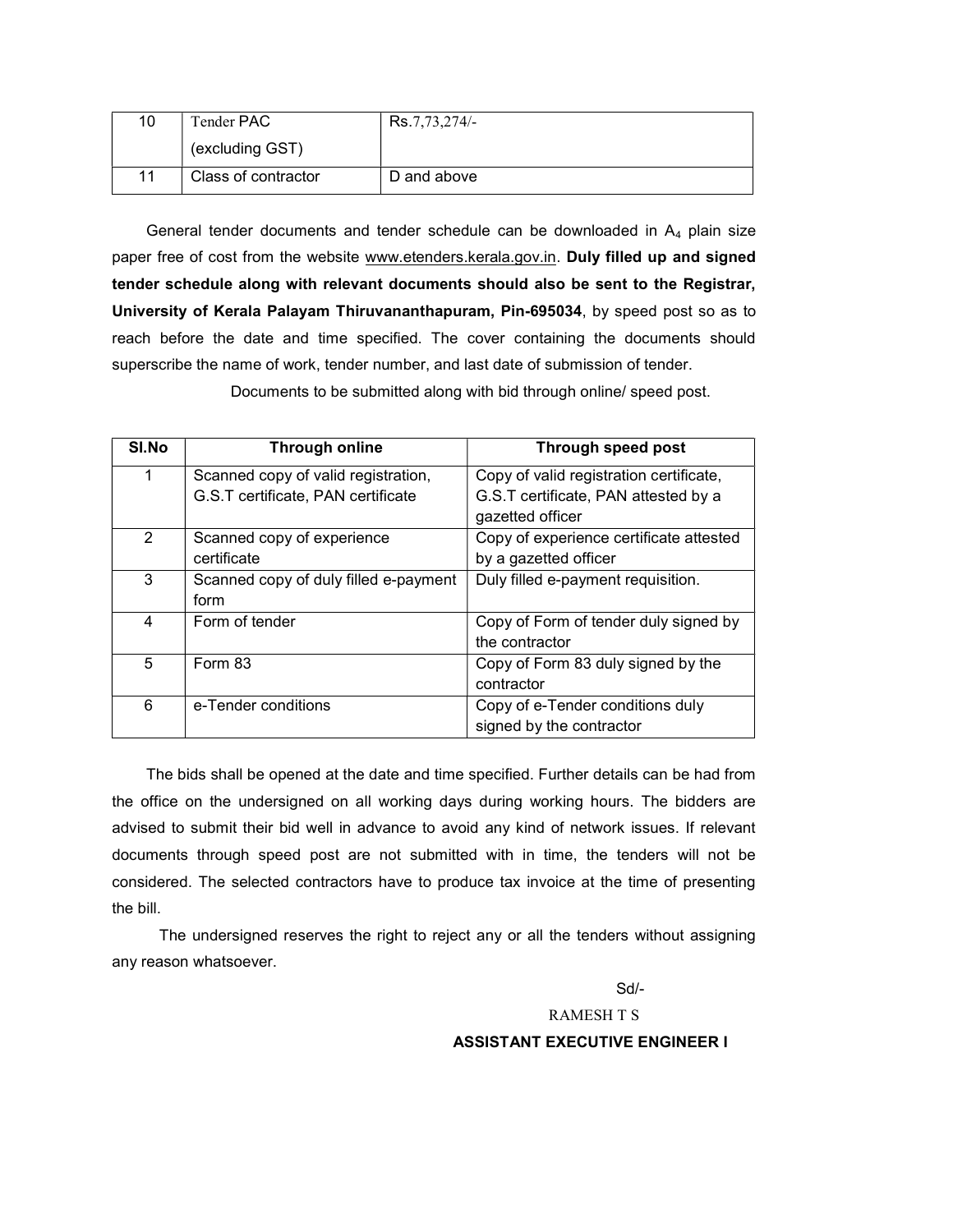| | | |
|---|---|---|
| 10 | Tender PAC (excluding GST) | Rs.7,73,274/- |
| 11 | Class of contractor | D and above |

General tender documents and tender schedule can be downloaded in $A_4$ plain size paper free of cost from the website www.etenders.kerala.gov.in. **Duly filled up and signed tender schedule along with relevant documents should also be sent to the Registrar, University of Kerala Palayam Thiruvananthapuram, Pin-695034**, by speed post so as to reach before the date and time specified. The cover containing the documents should superscribe the name of work, tender number, and last date of submission of tender.

Documents to be submitted along with bid through online/ speed post.

| Sl.No | Through online | Through speed post |
|---|---|---|
| 1 | Scanned copy of valid registration, G.S.T certificate, PAN certificate | Copy of valid registration certificate, G.S.T certificate, PAN attested by a gazetted officer |
| 2 | Scanned copy of experience certificate | Copy of experience certificate attested by a gazetted officer |
| 3 | Scanned copy of duly filled e-payment form | Duly filled e-payment requisition. |
| 4 | Form of tender | Copy of Form of tender duly signed by the contractor |
| 5 | Form 83 | Copy of Form 83 duly signed by the contractor |
| 6 | e-Tender conditions | Copy of e-Tender conditions duly signed by the contractor |

The bids shall be opened at the date and time specified. Further details can be had from the office on the undersigned on all working days during working hours. The bidders are advised to submit their bid well in advance to avoid any kind of network issues. If relevant documents through speed post are not submitted with in time, the tenders will not be considered. The selected contractors have to produce tax invoice at the time of presenting the bill.

The undersigned reserves the right to reject any or all the tenders without assigning any reason whatsoever.

Sd/-

RAMESH T S

**ASSISTANT EXECUTIVE ENGINEER I**